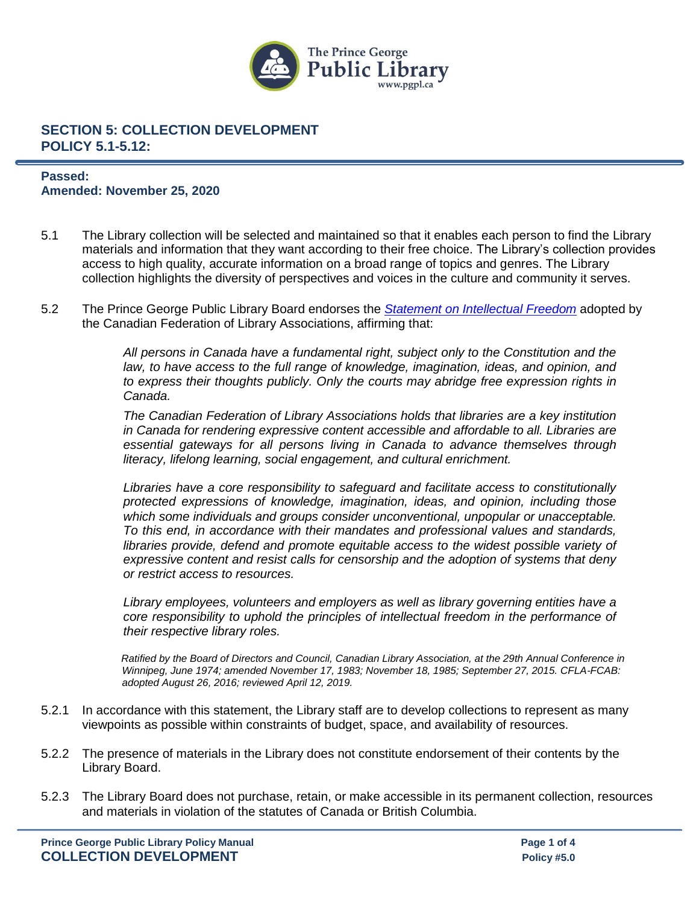The Prince George Public Library
www.pgpl.ca

## SECTION 5: COLLECTION DEVELOPMENT
## POLICY 5.1-5.12:

**Passed:**
**Amended: November 25, 2020**

5.1 The Library collection will be selected and maintained so that it enables each person to find the Library materials and information that they want according to their free choice. The Library's collection provides access to high quality, accurate information on a broad range of topics and genres. The Library collection highlights the diversity of perspectives and voices in the culture and community it serves.

5.2 The Prince George Public Library Board endorses the *Statement on Intellectual Freedom* adopted by the Canadian Federation of Library Associations, affirming that:

> *All persons in Canada have a fundamental right, subject only to the Constitution and the law, to have access to the full range of knowledge, imagination, ideas, and opinion, and to express their thoughts publicly. Only the courts may abridge free expression rights in Canada.*
>
> *The Canadian Federation of Library Associations holds that libraries are a key institution in Canada for rendering expressive content accessible and affordable to all. Libraries are essential gateways for all persons living in Canada to advance themselves through literacy, lifelong learning, social engagement, and cultural enrichment.*
>
> *Libraries have a core responsibility to safeguard and facilitate access to constitutionally protected expressions of knowledge, imagination, ideas, and opinion, including those which some individuals and groups consider unconventional, unpopular or unacceptable. To this end, in accordance with their mandates and professional values and standards, libraries provide, defend and promote equitable access to the widest possible variety of expressive content and resist calls for censorship and the adoption of systems that deny or restrict access to resources.*
>
> *Library employees, volunteers and employers as well as library governing entities have a core responsibility to uphold the principles of intellectual freedom in the performance of their respective library roles.*
>
> *Ratified by the Board of Directors and Council, Canadian Library Association, at the 29th Annual Conference in Winnipeg, June 1974; amended November 17, 1983; November 18, 1985; September 27, 2015. CFLA-FCAB: adopted August 26, 2016; reviewed April 12, 2019.*

5.2.1 In accordance with this statement, the Library staff are to develop collections to represent as many viewpoints as possible within constraints of budget, space, and availability of resources.

5.2.2 The presence of materials in the Library does not constitute endorsement of their contents by the Library Board.

5.2.3 The Library Board does not purchase, retain, or make accessible in its permanent collection, resources and materials in violation of the statutes of Canada or British Columbia.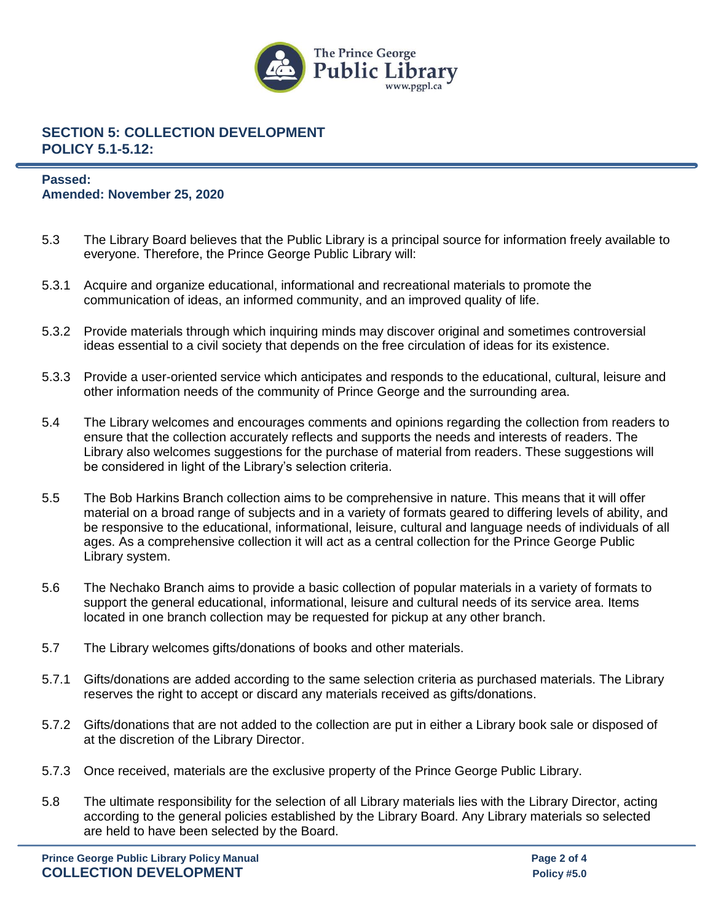## SECTION 5: COLLECTION DEVELOPMENT
## POLICY 5.1-5.12:

**Passed:**
**Amended: November 25, 2020**

5.3 The Library Board believes that the Public Library is a principal source for information freely available to everyone. Therefore, the Prince George Public Library will:

5.3.1 Acquire and organize educational, informational and recreational materials to promote the communication of ideas, an informed community, and an improved quality of life.

5.3.2 Provide materials through which inquiring minds may discover original and sometimes controversial ideas essential to a civil society that depends on the free circulation of ideas for its existence.

5.3.3 Provide a user-oriented service which anticipates and responds to the educational, cultural, leisure and other information needs of the community of Prince George and the surrounding area.

5.4 The Library welcomes and encourages comments and opinions regarding the collection from readers to ensure that the collection accurately reflects and supports the needs and interests of readers. The Library also welcomes suggestions for the purchase of material from readers. These suggestions will be considered in light of the Library's selection criteria.

5.5 The Bob Harkins Branch collection aims to be comprehensive in nature. This means that it will offer material on a broad range of subjects and in a variety of formats geared to differing levels of ability, and be responsive to the educational, informational, leisure, cultural and language needs of individuals of all ages. As a comprehensive collection it will act as a central collection for the Prince George Public Library system.

5.6 The Nechako Branch aims to provide a basic collection of popular materials in a variety of formats to support the general educational, informational, leisure and cultural needs of its service area. Items located in one branch collection may be requested for pickup at any other branch.

5.7 The Library welcomes gifts/donations of books and other materials.

5.7.1 Gifts/donations are added according to the same selection criteria as purchased materials. The Library reserves the right to accept or discard any materials received as gifts/donations.

5.7.2 Gifts/donations that are not added to the collection are put in either a Library book sale or disposed of at the discretion of the Library Director.

5.7.3 Once received, materials are the exclusive property of the Prince George Public Library.

5.8 The ultimate responsibility for the selection of all Library materials lies with the Library Director, acting according to the general policies established by the Library Board. Any Library materials so selected are held to have been selected by the Board.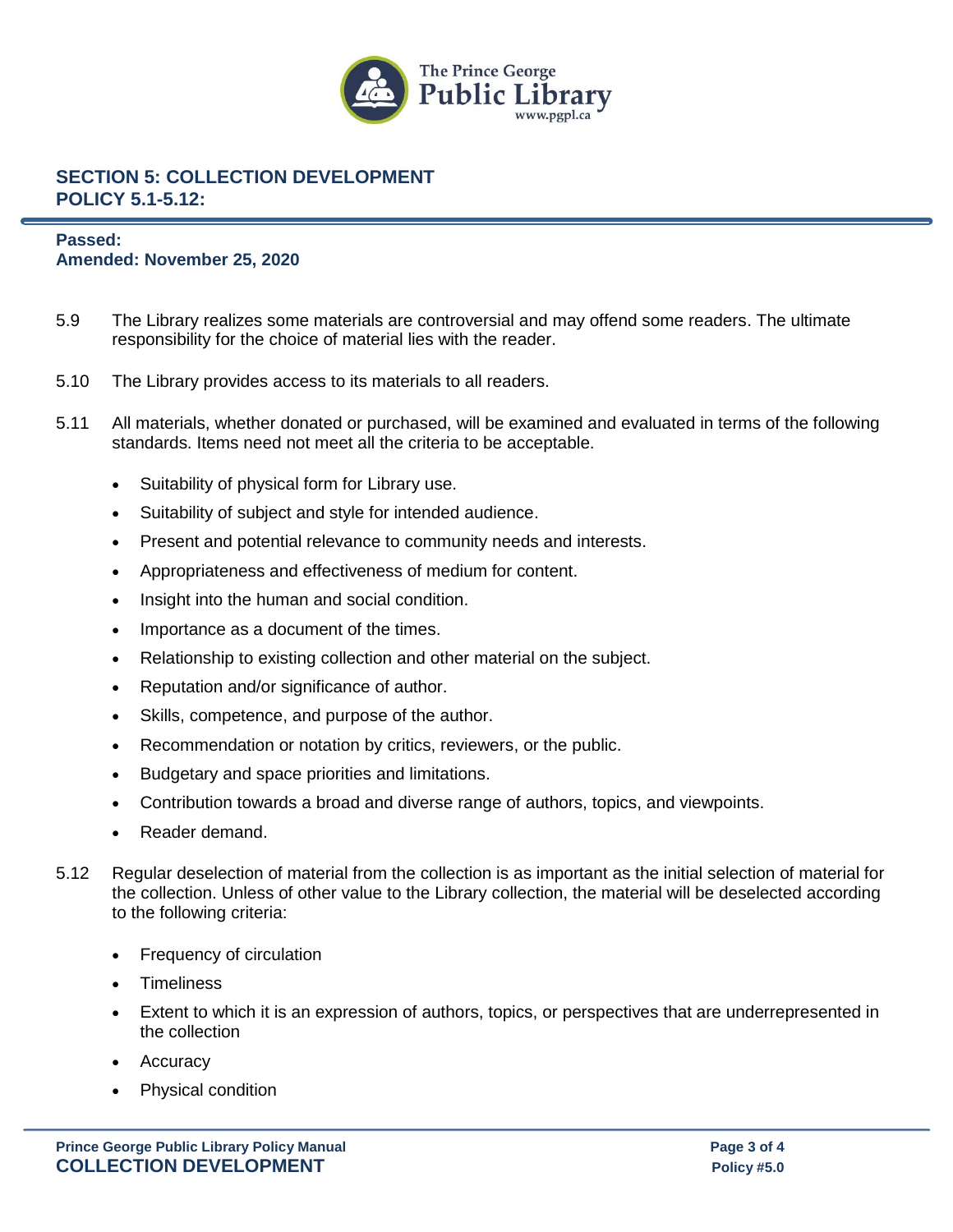## SECTION 5: COLLECTION DEVELOPMENT
## POLICY 5.1-5.12:

**Passed:**
**Amended: November 25, 2020**

5.9 The Library realizes some materials are controversial and may offend some readers. The ultimate responsibility for the choice of material lies with the reader.

5.10 The Library provides access to its materials to all readers.

5.11 All materials, whether donated or purchased, will be examined and evaluated in terms of the following standards. Items need not meet all the criteria to be acceptable.

- Suitability of physical form for Library use.
- Suitability of subject and style for intended audience.
- Present and potential relevance to community needs and interests.
- Appropriateness and effectiveness of medium for content.
- Insight into the human and social condition.
- Importance as a document of the times.
- Relationship to existing collection and other material on the subject.
- Reputation and/or significance of author.
- Skills, competence, and purpose of the author.
- Recommendation or notation by critics, reviewers, or the public.
- Budgetary and space priorities and limitations.
- Contribution towards a broad and diverse range of authors, topics, and viewpoints.
- Reader demand.

5.12 Regular deselection of material from the collection is as important as the initial selection of material for the collection. Unless of other value to the Library collection, the material will be deselected according to the following criteria:

- Frequency of circulation
- Timeliness
- Extent to which it is an expression of authors, topics, or perspectives that are underrepresented in the collection
- Accuracy
- Physical condition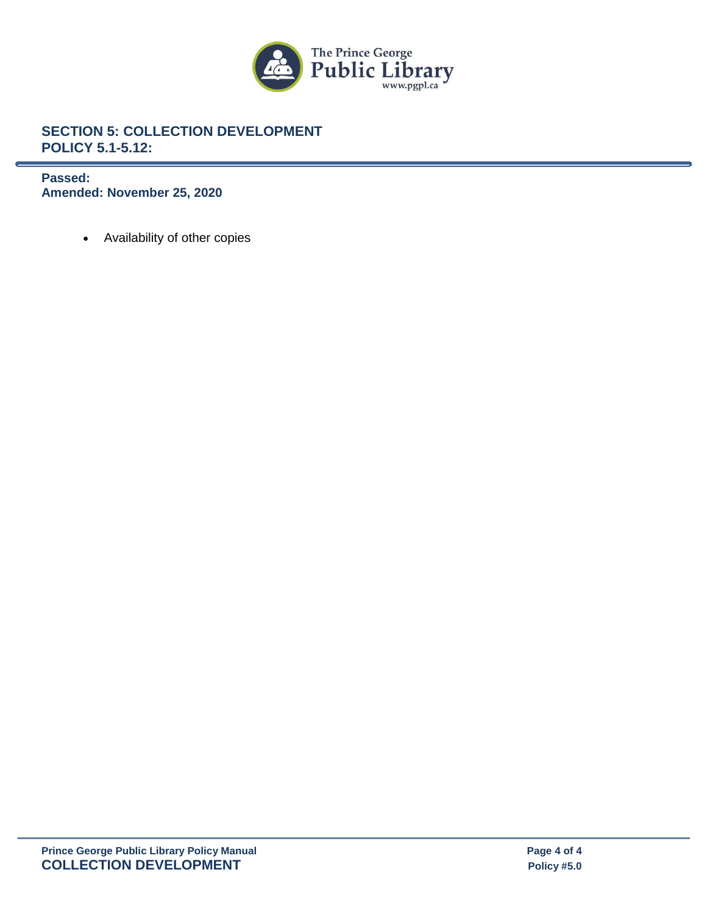- Availability of other copies